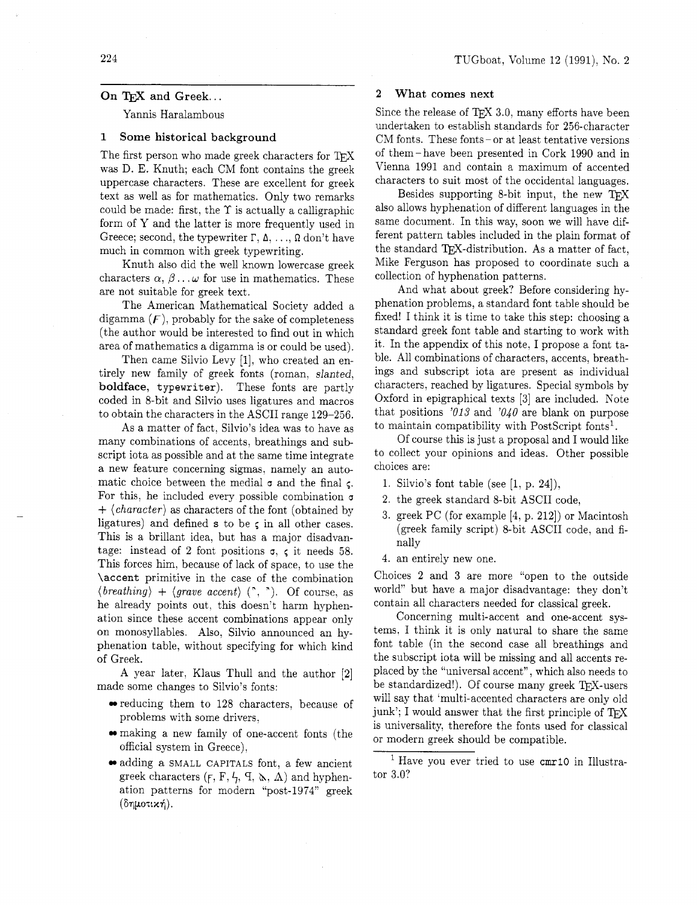## On TeX and Greek...

Yannis Haralambous

### 1 Some historical background

The first person who made greek characters for TeX was D. E. Knuth; each CM font contains the greek uppercase characters. These are excellent for greek text as well as for mathematics. Only two remarks could be made: first, the $\Upsilon$ is actually a calligraphic form of Y and the latter is more frequently used in Greece; second, the typewriter Γ, Δ, ..., Ω don't have much in common with greek typewriting.

Knuth also did the well known lowercase greek characters $\alpha$, $\beta \ldots \omega$ for use in mathematics. These are not suitable for greek text.

The American Mathematical Society added a digamma ($\digamma$), probably for the sake of completeness (the author would be interested to find out in which area of mathematics a digamma is or could be used).

Then came Silvio Levy [1], who created an entirely new family of greek fonts (roman, *slanted*, **boldface**, `typewriter`). These fonts are partly coded in 8-bit and Silvio uses ligatures and macros to obtain the characters in the ASCII range 129–256.

As a matter of fact, Silvio's idea was to have as many combinations of accents, breathings and subscript iota as possible and at the same time integrate a new feature concerning sigmas, namely an automatic choice between the medial σ and the final ς. For this, he included every possible combination σ + ⟨*character*⟩ as characters of the font (obtained by ligatures) and defined s to be ς in all other cases. This is a brillant idea, but has a major disadvantage: instead of 2 font positions σ, ς it needs 58. This forces him, because of lack of space, to use the `\accent` primitive in the case of the combination ⟨*breathing*⟩ + ⟨*grave accent*⟩ (῍, ῝). Of course, as he already points out, this doesn't harm hyphenation since these accent combinations appear only on monosyllables. Also, Silvio announced an hyphenation table, without specifying for which kind of Greek.

A year later, Klaus Thull and the author [2] made some changes to Silvio's fonts:

- reducing them to 128 characters, because of problems with some drivers,
- making a new family of one-accent fonts (the official system in Greece),
- adding a SMALL CAPITALS font, a few ancient greek characters (ϝ, Ϝ, ϟ, ϙ, ϡ, Ϡ) and hyphenation patterns for modern "post-1974" greek (δημοτική).

### 2 What comes next

Since the release of TeX 3.0, many efforts have been undertaken to establish standards for 256-character CM fonts. These fonts – or at least tentative versions of them – have been presented in Cork 1990 and in Vienna 1991 and contain a maximum of accented characters to suit most of the occidental languages.

Besides supporting 8-bit input, the new TeX also allows hyphenation of different languages in the same document. In this way, soon we will have different pattern tables included in the plain format of the standard TeX-distribution. As a matter of fact, Mike Ferguson has proposed to coordinate such a collection of hyphenation patterns.

And what about greek? Before considering hyphenation problems, a standard font table should be fixed! I think it is time to take this step: choosing a standard greek font table and starting to work with it. In the appendix of this note, I propose a font table. All combinations of characters, accents, breathings and subscript iota are present as individual characters, reached by ligatures. Special symbols by Oxford in epigraphical texts [3] are included. Note that positions *'013* and *'040* are blank on purpose to maintain compatibility with PostScript fonts[1].

Of course this is just a proposal and I would like to collect your opinions and ideas. Other possible choices are:

1. Silvio's font table (see [1, p. 24]),
2. the greek standard 8-bit ASCII code,
3. greek PC (for example [4, p. 212]) or Macintosh (greek family script) 8-bit ASCII code, and finally
4. an entirely new one.

Choices 2 and 3 are more "open to the outside world" but have a major disadvantage: they don't contain all characters needed for classical greek.

Concerning multi-accent and one-accent systems, I think it is only natural to share the same font table (in the second case all breathings and the subscript iota will be missing and all accents replaced by the "universal accent", which also needs to be standardized!). Of course many greek TeX-users will say that 'multi-accented characters are only old junk'; I would answer that the first principle of TeX is universality, therefore the fonts used for classical or modern greek should be compatible.

---

[1] Have you ever tried to use `cmr10` in Illustrator 3.0?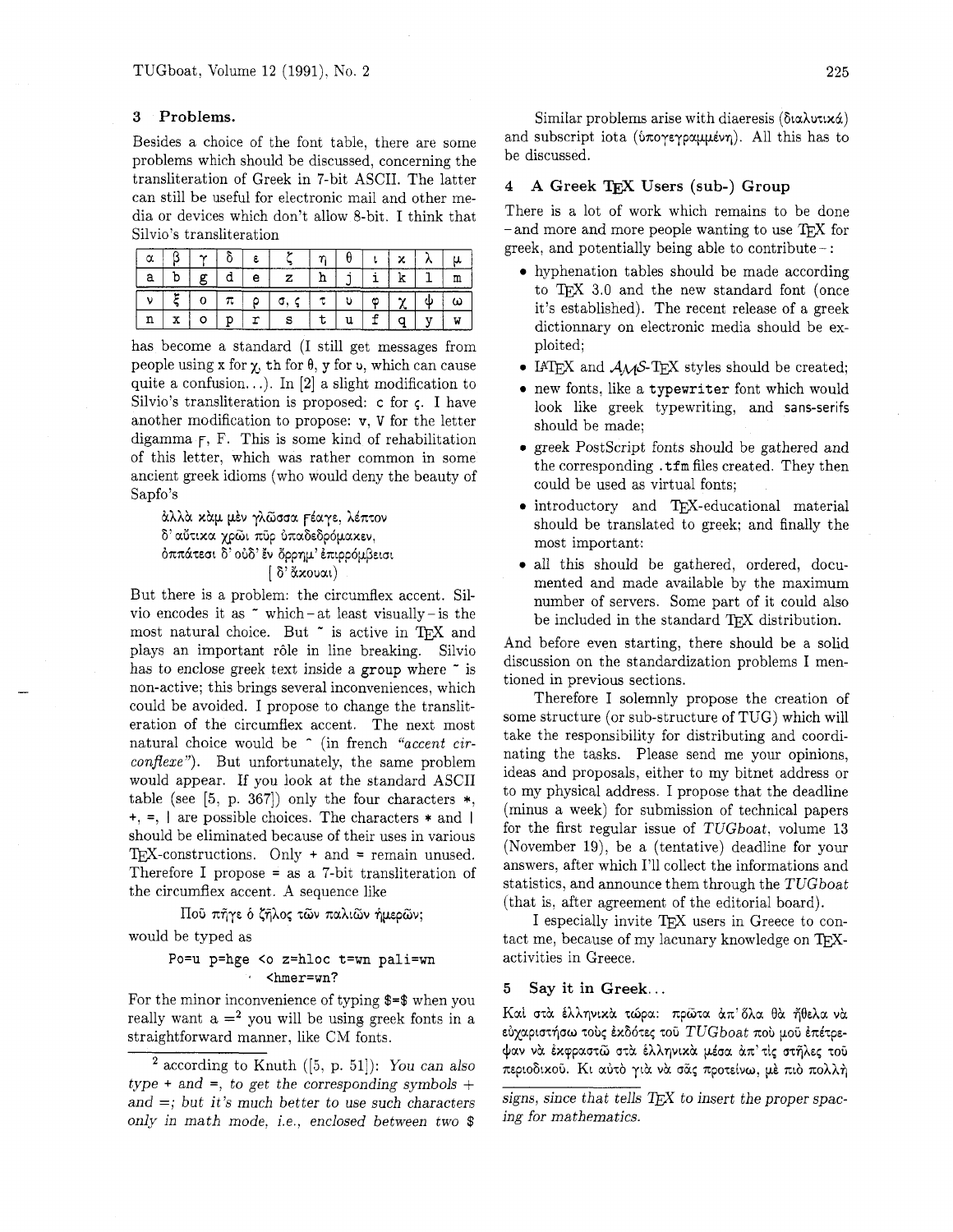## 3 Problems.

Besides a choice of the font table, there are some problems which should be discussed, concerning the transliteration of Greek in 7-bit ASCII. The latter can still be useful for electronic mail and other media or devices which don't allow 8-bit. I think that Silvio's transliteration

| | | | | | | | | | | |
|---|---|---|---|---|---|---|---|---|---|---|
| α | β | γ | δ | ε | ζ | η | θ | ι | κ | λ | μ |
| a | b | g | d | e | z | h | j | i | k | l | m |

| | | | | | | | | | | | |
|---|---|---|---|---|---|---|---|---|---|---|---|
| ν | ξ | ο | π | ρ | σ, ς | τ | υ | φ | χ | ψ | ω |
| n | x | o | p | r | s | t | u | f | q | y | w |

has become a standard (I still get messages from people using x for χ, th for θ, y for υ, which can cause quite a confusion...). In [2] a slight modification to Silvio's transliteration is proposed: c for ς. I have another modification to propose: v, V for the letter digamma ϝ, Ϝ. This is some kind of rehabilitation of this letter, which was rather common in some ancient greek idioms (who would deny the beauty of Sapfo's

> ἀλλὰ κὰμ μὲν γλῶσσα ϝέαγε, λέπτον
> δ᾽ αὔτικα χρῶι πῦρ ὑπαδεδρόμακεν,
> ὀππάτεσσι δ᾽ οὐδ᾽ ἓν ὄρρημ᾽ ἐπιρρόμβεισι
> [ δ᾽ ἄκουαι)

But there is a problem: the circumflex accent. Silvio encodes it as ~ which – at least visually – is the most natural choice. But ~ is active in TEX and plays an important rôle in line breaking. Silvio has to enclose greek text inside a group where ~ is non-active; this brings several inconveniences, which could be avoided. I propose to change the transliteration of the circumflex accent. The next most natural choice would be ^ (in french *"accent circonflexe"*). But unfortunately, the same problem would appear. If you look at the standard ASCII table (see [5, p. 367]) only the four characters *, +, =, | are possible choices. The characters * and | should be eliminated because of their uses in various TEX-constructions. Only + and = remain unused. Therefore I propose = as a 7-bit transliteration of the circumflex accent. A sequence like

> Ποῦ πῆγε ὁ ζῆλος τῶν παλιῶν ἡμερῶν;

would be typed as

```
Po=u p=hge <o z=hloc t=wn pali=wn
    <hmer=wn?
```

For the minor inconvenience of typing `$=$` when you really want a =[2] you will be using greek fonts in a straightforward manner, like CM fonts.

Similar problems arise with diaeresis (διαλυτικά) and subscript iota (ὑπογεγραμμένη). All this has to be discussed.

## 4 A Greek TEX Users (sub-) Group

There is a lot of work which remains to be done – and more and more people wanting to use TEX for greek, and potentially being able to contribute –:

- hyphenation tables should be made according to TEX 3.0 and the new standard font (once it's established). The recent release of a greek dictionnary on electronic media should be exploited;
- LATEX and AMS-TEX styles should be created;
- new fonts, like a `typewriter` font which would look like greek typewriting, and sans-serifs should be made;
- greek PostScript fonts should be gathered and the corresponding `.tfm` files created. They then could be used as virtual fonts;
- introductory and TEX-educational material should be translated to greek; and finally the most important:
- all this should be gathered, ordered, documented and made available by the maximum number of servers. Some part of it could also be included in the standard TEX distribution.

And before even starting, there should be a solid discussion on the standardization problems I mentioned in previous sections.

Therefore I solemnly propose the creation of some structure (or sub-structure of TUG) which will take the responsibility for distributing and coordinating the tasks. Please send me your opinions, ideas and proposals, either to my bitnet address or to my physical address. I propose that the deadline (minus a week) for submission of technical papers for the first regular issue of *TUGboat*, volume 13 (November 19), be a (tentative) deadline for your answers, after which I'll collect the informations and statistics, and announce them through the *TUGboat* (that is, after agreement of the editorial board).

I especially invite TEX users in Greece to contact me, because of my lacunary knowledge on TEX-activities in Greece.

## 5 Say it in Greek...

Καὶ στὰ ἑλληνικὰ τώρα: πρῶτα ἀπ᾽ ὅλα θὰ ἤθελα νὰ εὐχαριστήσω τοὺς ἐκδότες τοῦ *TUGboat* ποὺ μοῦ ἐπέτρεψαν νὰ ἐκφραστῶ στὰ ἑλληνικὰ μέσα ἀπ᾽ τὶς στῆλες τοῦ περιοδικοῦ. Κι αὐτὸ γιὰ νὰ σᾶς προτείνω, μὲ πιὸ πολλὴ

---

[2] according to Knuth ([5, p. 51]): *You can also type + and =, to get the corresponding symbols + and =; but it's much better to use such characters only in math mode, i.e., enclosed between two $ signs, since that tells TEX to insert the proper spacing for mathematics.*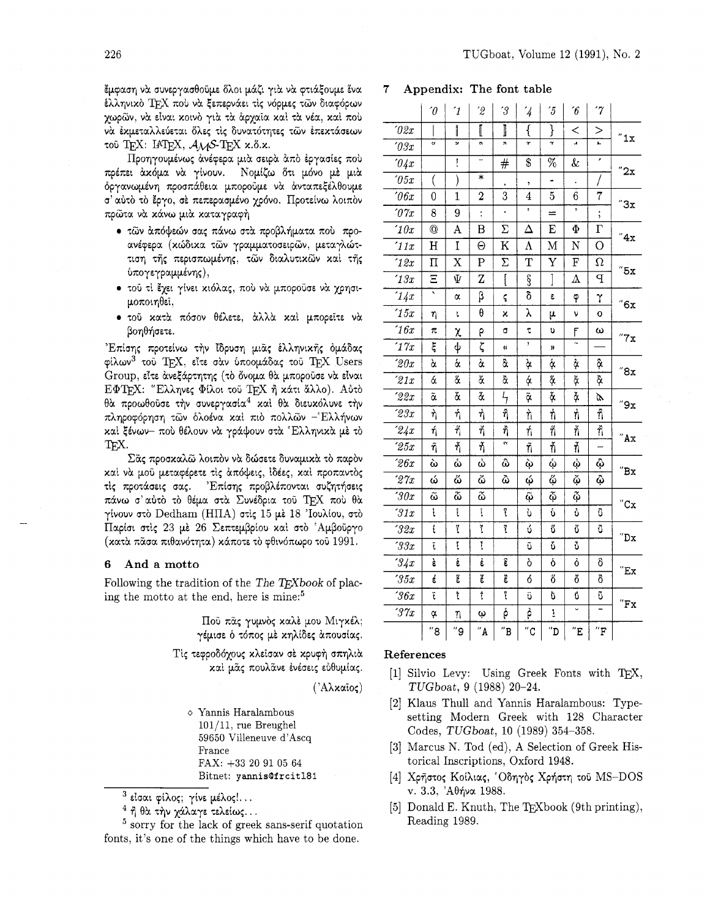ἔμφαση νὰ συνεργασθοῦμε ὅλοι μαζὶ γιὰ νὰ φτιάξουμε ἕνα ἑλληνικὸ TEX ποὺ νὰ ξεπερνάει τὶς νόρμες τῶν διαφόρων χωρῶν, νὰ εἶναι κοινὸ γιὰ τὰ ἀρχαῖα καὶ τὰ νέα, καὶ ποὺ νὰ ἐκμεταλλεύεται ὅλες τὶς δυνατότητες τῶν ἐπεκτάσεων τοῦ TEX: LaTeX, AMS-TEX κ.ὅ.κ.

Προηγουμένως ἀνέφερα μιὰ σειρὰ ἀπὸ ἐργασίες ποὺ πρέπει ἀκόμα νὰ γίνουν. Νομίζω ὅτι μόνο μὲ μιὰ ὀργανωμένη προσπάθεια μποροῦμε νὰ ἀνταπεξέλθουμε σ' αὐτὸ τὸ ἔργο, σὲ πεπερασμένο χρόνο. Προτείνω λοιπὸν πρῶτα νὰ κάνω μιὰ καταγραφὴ

- τῶν ἀπόψεών σας πάνω στὰ προβλήματα ποὺ προανέφερα (κώδικα τῶν γραμματοσειρῶν, μεταγλώττιση τῆς περισπωμένης, τῶν διαλυτικῶν καὶ τῆς ὑπογεγραμμένης),
- τοῦ τί ἔχει γίνει κιόλας, ποὺ νὰ μποροῦσε νὰ χρησιμοποιηθεῖ,
- τοῦ κατὰ πόσον θέλετε, ἀλλὰ καὶ μπορεῖτε νὰ βοηθήσετε.

Ἐπίσης προτείνω τὴν ἵδρυση μιᾶς ἑλληνικῆς ὁμάδας φίλων[3] τοῦ TEX, εἴτε σὰν ὑποομάδας τοῦ TEX Users Group, εἴτε ἀνεξάρτητης (τὸ ὄνομα θὰ μποροῦσε νὰ εἶναι ΕΦTEX: Ἕλληνες Φίλοι τοῦ TEX ἢ κάτι ἄλλο). Αὐτὸ θὰ προωθοῦσε τὴν συνεργασία[4] καὶ θὰ διευκόλυνε τὴν πληροφόρηση τῶν ὁλοένα καὶ πιὸ πολλῶν –Ἑλλήνων καὶ ξένων– ποὺ θέλουν νὰ γράφουν στὰ Ἑλληνικὰ μὲ τὸ TEX.

Σᾶς προσκαλῶ λοιπὸν νὰ δώσετε δυναμικὰ τὸ παρὸν καὶ νὰ μοῦ μεταφέρετε τὶς ἀπόψεις, ἰδέες, καὶ προπαντὸς τὶς προτάσεις σας. Ἐπίσης προβλέπονται συζητήσεις πάνω σ' αὐτὸ τὸ θέμα στὰ Συνέδρια τοῦ TEX ποὺ θὰ γίνουν στὸ Dedham (ΗΠΑ) στὶς 15 μὲ 18 Ἰουλίου, στὸ Παρίσι στὶς 23 μὲ 26 Σεπτεμβρίου καὶ στὸ Ἀμβοῦργο (κατὰ πᾶσα πιθανότητα) κάποτε τὸ φθινόπωρο τοῦ 1991.

## 6 And a motto

Following the tradition of the *The TEXbook* of placing the motto at the end, here is mine:[5]

> Ποῦ πᾶς γυμνὸς καλέ μου Μιγκέλ;
> γέμισε ὁ τόπος μὲ κηλῖδες ἀπουσίας.
>
> Τὶς τεφροδόχους κλεῖσαν σὲ κρυφὴ σπηλιὰ
> καὶ μᾶς πουλᾶνε ἐνέσεις εὐθυμίας.
>
> (Ἀλκαῖος)

◇ Yannis Haralambous
101/11, rue Breughel
59650 Villeneuve d'Ascq
France
FAX: +33 20 91 05 64
Bitnet: yannis@frcitl81

[3] εἶσαι φίλος; γίνε μέλος!...

[4] ἢ θὰ τὴν χάλαγε τελείως...

[5] sorry for the lack of greek sans-serif quotation fonts, it's one of the things which have to be done.

## 7 Appendix: The font table

| | '0 | '1 | '2 | '3 | '4 | '5 | '6 | '7 | |
|---|---|---|---|---|---|---|---|---|---|
| '02x | \| | ‖ | ⟦ | ⟧ | { | } | < | > | "1x |
| '03x | ᾿ | ῾ | ῀ | ^ | ˆ | ˇ | ˏ | ˎ | |
| '04x | | ! | ¨ | # | $ | % | & | ’ | "2x |
| '05x | ( | ) | * | . | , | - | . | / | |
| '06x | 0 | 1 | 2 | 3 | 4 | 5 | 6 | 7 | "3x |
| '07x | 8 | 9 | : | · | ‘ | = | ’ | ; | |
| '10x | @ | Α | Β | Σ | Δ | Ε | Φ | Γ | "4x |
| '11x | Η | Ι | Θ | Κ | Λ | Μ | Ν | Ο | |
| '12x | Π | Χ | Ρ | Σ | Τ | Υ | Ϝ | Ω | "5x |
| '13x | Ξ | Ψ | Ζ | [ | § | ] | Λ | Ϙ | |
| '14x | ` | α | β | ς | δ | ε | φ | γ | "6x |
| '15x | η | ι | θ | κ | λ | μ | ν | ο | |
| '16x | π | χ | ρ | σ | τ | υ | ϝ | ω | "7x |
| '17x | ξ | ψ | ζ | « | ’ | » | ˜ | — | |
| '20x | ἀ | ἁ | ὰ | ἂ | ᾳ | ᾀ | ᾁ | ᾂ | "8x |
| '21x | ά | ἄ | ἅ | ἃ | ᾴ | ᾄ | ᾅ | ᾃ | |
| '22x | ᾶ | ἆ | ἇ | ϟ | ᾷ | ᾆ | ᾇ | ϡ | "9x |
| '23x | ἠ | ἡ | ὴ | ἢ | ῃ | ᾐ | ᾑ | ᾒ | |
| '24x | ή | ἤ | ἥ | ἣ | ῄ | ᾔ | ᾕ | ᾓ | "Ax |
| '25x | ῆ | ἦ | ἧ | ῟ | ῇ | ᾖ | ᾗ | – | |
| '26x | ὠ | ὡ | ὼ | ὢ | ῳ | ᾠ | ᾡ | ᾢ | "Bx |
| '27x | ώ | ὤ | ὥ | ὣ | ῴ | ᾤ | ᾥ | ᾣ | |
| '30x | ῶ | ὦ | ὧ | | ῷ | ᾦ | ᾧ | | "Cx |
| '31x | ἰ | ἱ | ὶ | ἲ | ὐ | ὑ | ὺ | ὒ | |
| '32x | ί | ἴ | ἵ | ἳ | ύ | ὔ | ὕ | ὓ | "Dx |
| '33x | ῖ | ἶ | ἷ | | ῦ | ὖ | ὗ | | |
| '34x | ἐ | ἑ | ὲ | ἒ | ὀ | ὁ | ὸ | ὂ | "Ex |
| '35x | έ | ἔ | ἕ | ἓ | ό | ὄ | ὅ | ὃ | |
| '36x | ϊ | ΐ | ῒ | ῗ | ϋ | ΰ | ῢ | ῧ | "Fx |
| '37x | ᾳ | ῃ | ῳ | ῥ | ῤ | ͺ | ˘ | - | |
| | "8 | "9 | "A | "B | "C | "D | "E | "F | |

## References

[1] Silvio Levy: Using Greek Fonts with TEX, *TUGboat*, 9 (1988) 20–24.

[2] Klaus Thull and Yannis Haralambous: Typesetting Modern Greek with 128 Character Codes, *TUGboat*, 10 (1989) 354–358.

[3] Marcus N. Tod (ed), A Selection of Greek Historical Inscriptions, Oxford 1948.

[4] Χρῆστος Κοίλιας, Ὁδηγὸς Χρήστη τοῦ MS–DOS v. 3.3, Ἀθήνα 1988.

[5] Donald E. Knuth, The TEXbook (9th printing), Reading 1989.